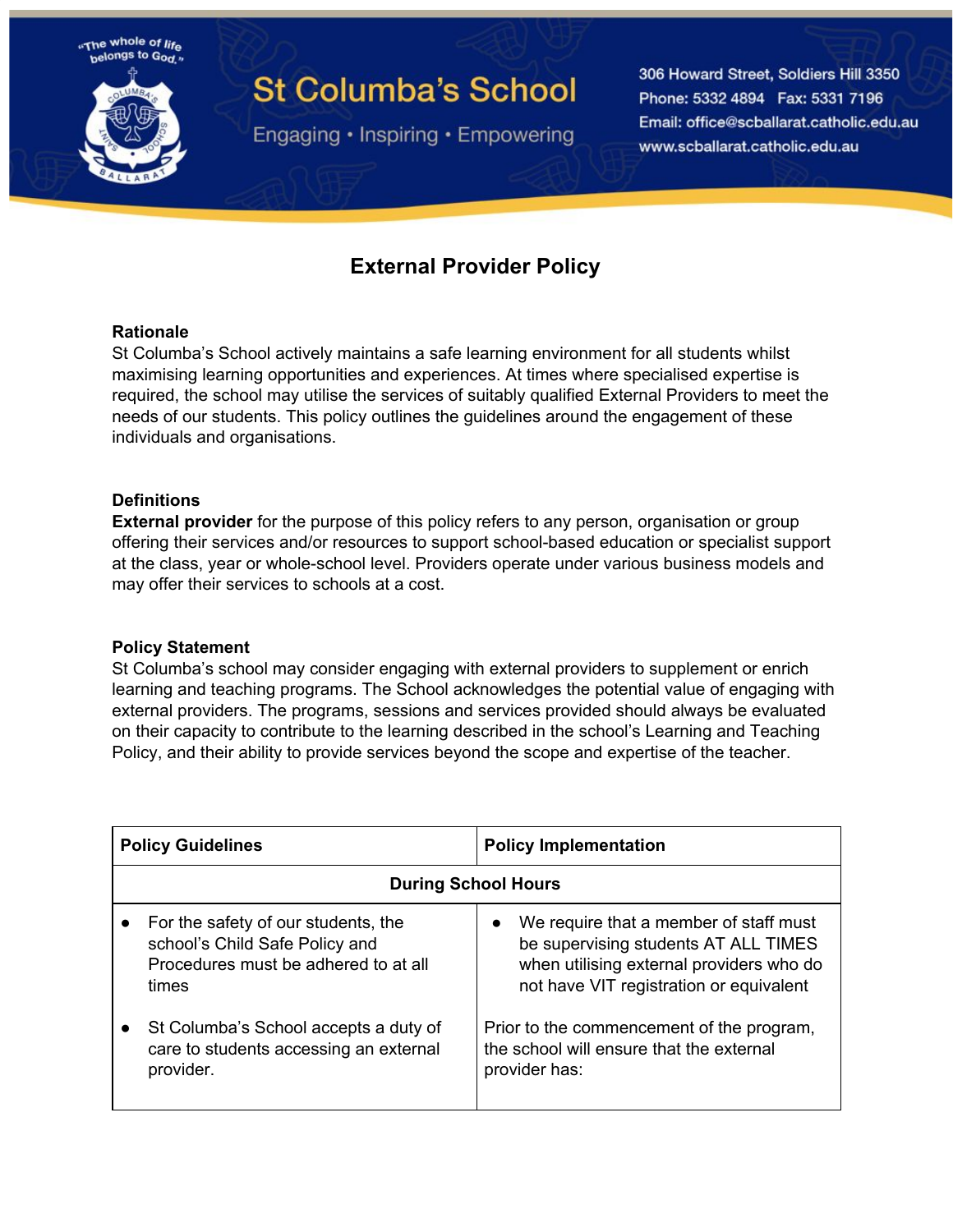"The whole of life belongs to God."

# St Columba's School

Engaging • Inspiring • Empowering

306 Howard Street, Soldiers Hill 3350
Phone: 5332 4894 Fax: 5331 7196
Email: office@scballarat.catholic.edu.au
www.scballarat.catholic.edu.au

## External Provider Policy

**Rationale**

St Columba's School actively maintains a safe learning environment for all students whilst maximising learning opportunities and experiences. At times where specialised expertise is required, the school may utilise the services of suitably qualified External Providers to meet the needs of our students. This policy outlines the guidelines around the engagement of these individuals and organisations.

**Definitions**

**External provider** for the purpose of this policy refers to any person, organisation or group offering their services and/or resources to support school-based education or specialist support at the class, year or whole-school level. Providers operate under various business models and may offer their services to schools at a cost.

**Policy Statement**

St Columba's school may consider engaging with external providers to supplement or enrich learning and teaching programs. The School acknowledges the potential value of engaging with external providers. The programs, sessions and services provided should always be evaluated on their capacity to contribute to the learning described in the school's Learning and Teaching Policy, and their ability to provide services beyond the scope and expertise of the teacher.

| Policy Guidelines | Policy Implementation |
|---|---|
| **During School Hours** | |
| • For the safety of our students, the school's Child Safe Policy and Procedures must be adhered to at all times<br><br>• St Columba's School accepts a duty of care to students accessing an external provider. | • We require that a member of staff must be supervising students AT ALL TIMES when utilising external providers who do not have VIT registration or equivalent<br><br>Prior to the commencement of the program, the school will ensure that the external provider has: |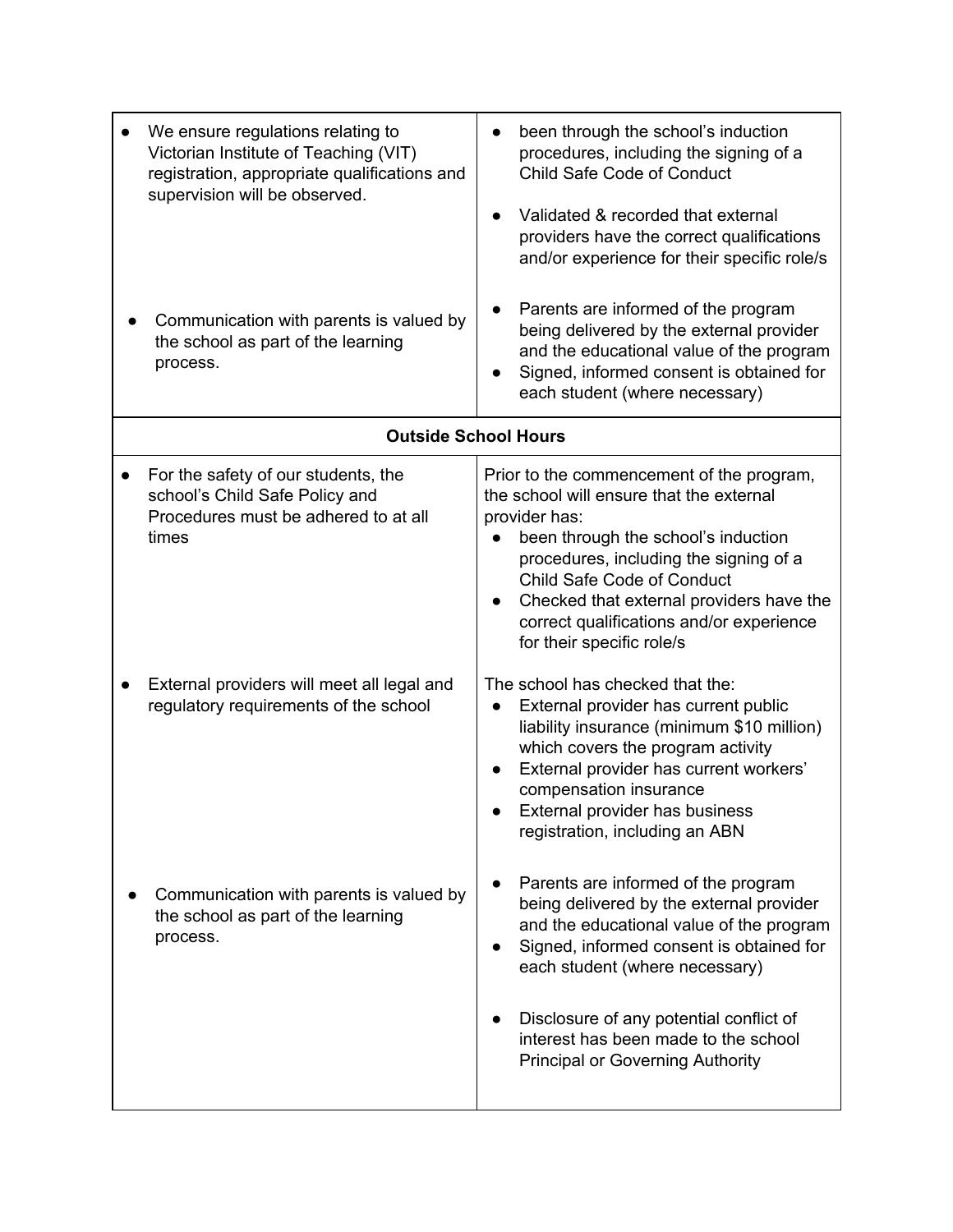| | |
|---|---|
| • We ensure regulations relating to Victorian Institute of Teaching (VIT) registration, appropriate qualifications and supervision will be observed. | • been through the school's induction procedures, including the signing of a Child Safe Code of Conduct<br>• Validated & recorded that external providers have the correct qualifications and/or experience for their specific role/s |
| • Communication with parents is valued by the school as part of the learning process. | • Parents are informed of the program being delivered by the external provider and the educational value of the program<br>• Signed, informed consent is obtained for each student (where necessary) |
| **Outside School Hours** | |
| • For the safety of our students, the school's Child Safe Policy and Procedures must be adhered to at all times | Prior to the commencement of the program, the school will ensure that the external provider has:<br>• been through the school's induction procedures, including the signing of a Child Safe Code of Conduct<br>• Checked that external providers have the correct qualifications and/or experience for their specific role/s |
| • External providers will meet all legal and regulatory requirements of the school | The school has checked that the:<br>• External provider has current public liability insurance (minimum $10 million) which covers the program activity<br>• External provider has current workers' compensation insurance<br>• External provider has business registration, including an ABN |
| • Communication with parents is valued by the school as part of the learning process. | • Parents are informed of the program being delivered by the external provider and the educational value of the program<br>• Signed, informed consent is obtained for each student (where necessary)<br>• Disclosure of any potential conflict of interest has been made to the school Principal or Governing Authority |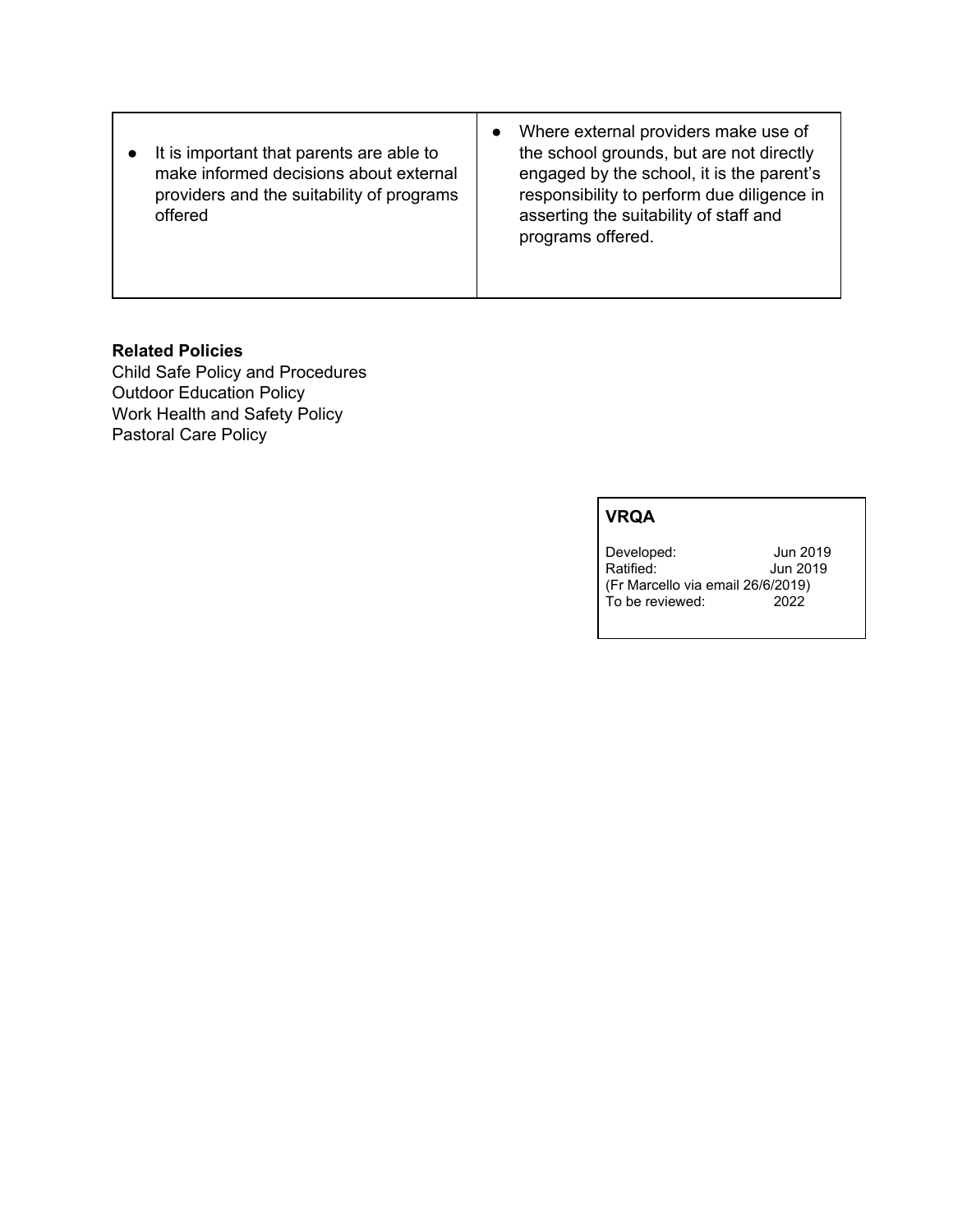| | |
|---|---|
| • It is important that parents are able to make informed decisions about external providers and the suitability of programs offered | • Where external providers make use of the school grounds, but are not directly engaged by the school, it is the parent's responsibility to perform due diligence in asserting the suitability of staff and programs offered. |

**Related Policies**
Child Safe Policy and Procedures
Outdoor Education Policy
Work Health and Safety Policy
Pastoral Care Policy

**VRQA**

Developed: Jun 2019
Ratified: Jun 2019
(Fr Marcello via email 26/6/2019)
To be reviewed: 2022